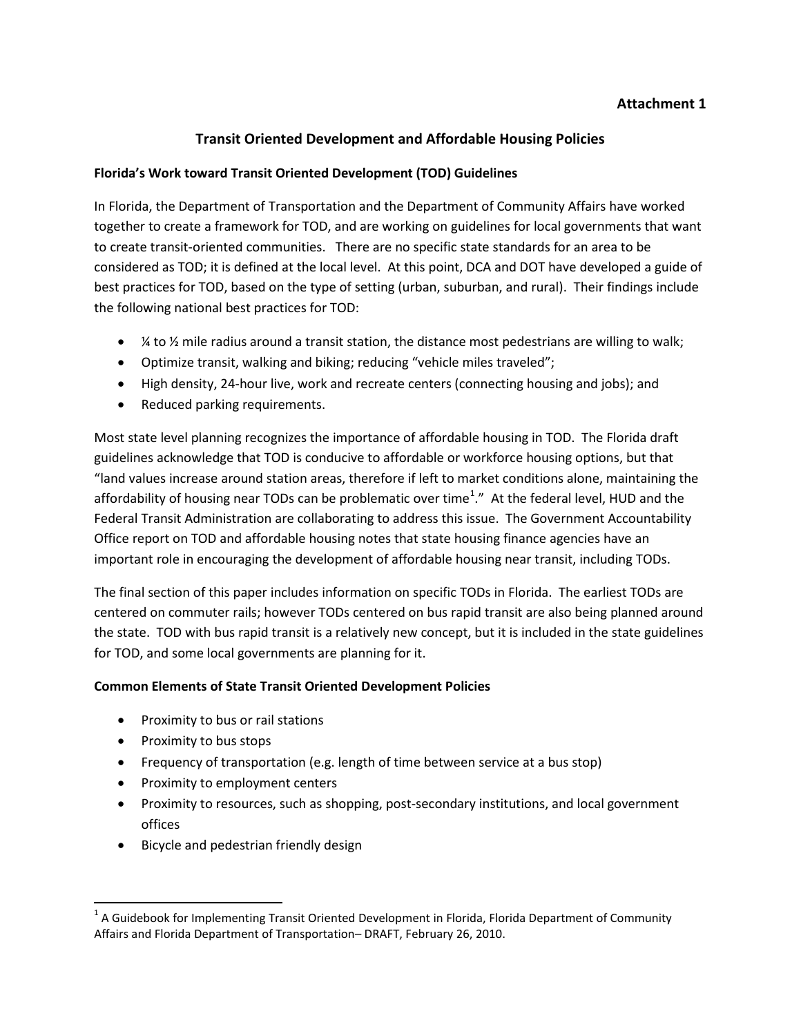**Attachment 1**

# Transit Oriented Development and Affordable Housing Policies

## Florida's Work toward Transit Oriented Development (TOD) Guidelines

In Florida, the Department of Transportation and the Department of Community Affairs have worked together to create a framework for TOD, and are working on guidelines for local governments that want to create transit-oriented communities. There are no specific state standards for an area to be considered as TOD; it is defined at the local level. At this point, DCA and DOT have developed a guide of best practices for TOD, based on the type of setting (urban, suburban, and rural). Their findings include the following national best practices for TOD:

- ¼ to ½ mile radius around a transit station, the distance most pedestrians are willing to walk;
- Optimize transit, walking and biking; reducing "vehicle miles traveled";
- High density, 24-hour live, work and recreate centers (connecting housing and jobs); and
- Reduced parking requirements.

Most state level planning recognizes the importance of affordable housing in TOD. The Florida draft guidelines acknowledge that TOD is conducive to affordable or workforce housing options, but that "land values increase around station areas, therefore if left to market conditions alone, maintaining the affordability of housing near TODs can be problematic over time[1]." At the federal level, HUD and the Federal Transit Administration are collaborating to address this issue. The Government Accountability Office report on TOD and affordable housing notes that state housing finance agencies have an important role in encouraging the development of affordable housing near transit, including TODs.

The final section of this paper includes information on specific TODs in Florida. The earliest TODs are centered on commuter rails; however TODs centered on bus rapid transit are also being planned around the state. TOD with bus rapid transit is a relatively new concept, but it is included in the state guidelines for TOD, and some local governments are planning for it.

## Common Elements of State Transit Oriented Development Policies

- Proximity to bus or rail stations
- Proximity to bus stops
- Frequency of transportation (e.g. length of time between service at a bus stop)
- Proximity to employment centers
- Proximity to resources, such as shopping, post-secondary institutions, and local government offices
- Bicycle and pedestrian friendly design

---

[1] A Guidebook for Implementing Transit Oriented Development in Florida, Florida Department of Community Affairs and Florida Department of Transportation– DRAFT, February 26, 2010.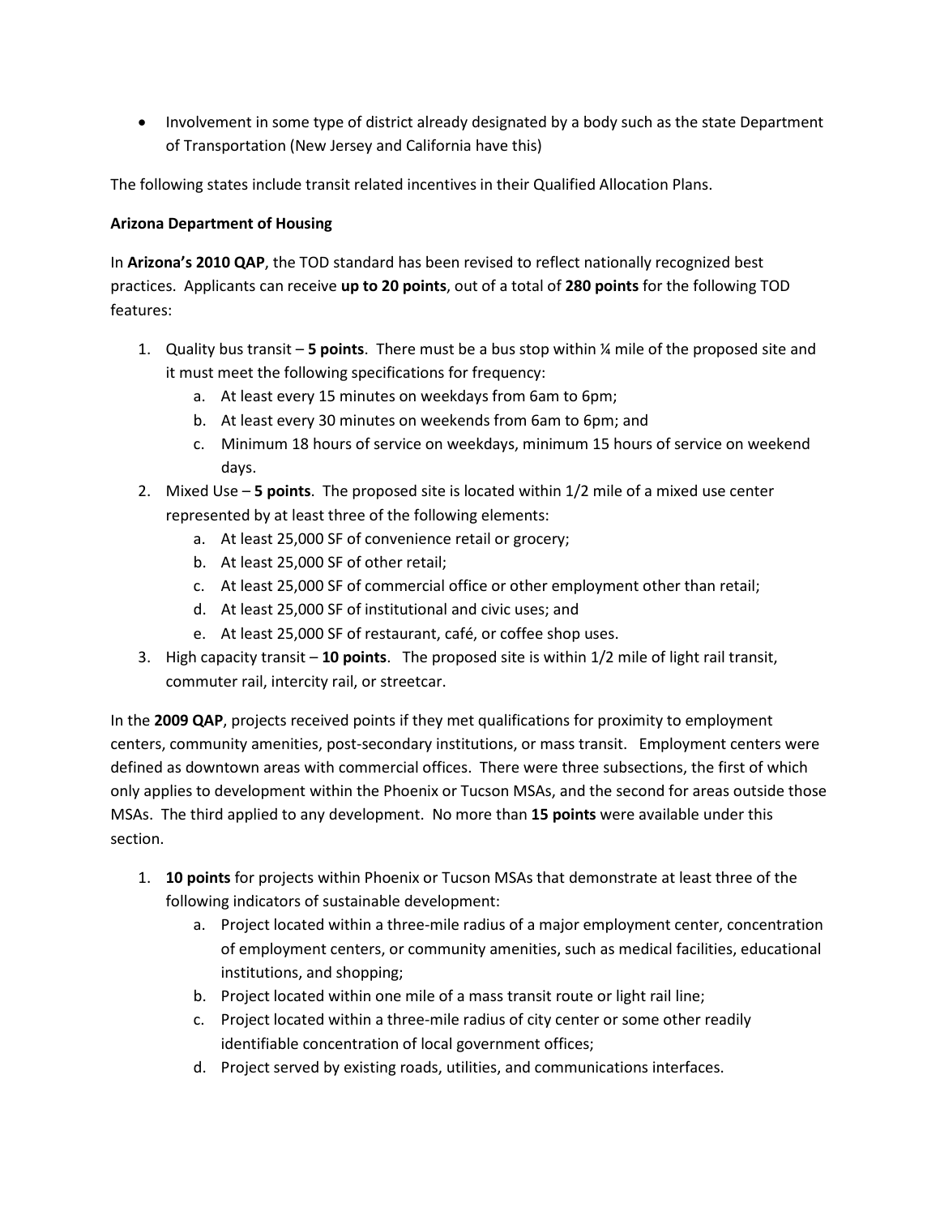- Involvement in some type of district already designated by a body such as the state Department of Transportation (New Jersey and California have this)

The following states include transit related incentives in their Qualified Allocation Plans.

**Arizona Department of Housing**

In **Arizona's 2010 QAP**, the TOD standard has been revised to reflect nationally recognized best practices. Applicants can receive **up to 20 points**, out of a total of **280 points** for the following TOD features:

1. Quality bus transit – **5 points**. There must be a bus stop within ¼ mile of the proposed site and it must meet the following specifications for frequency:
   a. At least every 15 minutes on weekdays from 6am to 6pm;
   b. At least every 30 minutes on weekends from 6am to 6pm; and
   c. Minimum 18 hours of service on weekdays, minimum 15 hours of service on weekend days.
2. Mixed Use – **5 points**. The proposed site is located within 1/2 mile of a mixed use center represented by at least three of the following elements:
   a. At least 25,000 SF of convenience retail or grocery;
   b. At least 25,000 SF of other retail;
   c. At least 25,000 SF of commercial office or other employment other than retail;
   d. At least 25,000 SF of institutional and civic uses; and
   e. At least 25,000 SF of restaurant, café, or coffee shop uses.
3. High capacity transit – **10 points**. The proposed site is within 1/2 mile of light rail transit, commuter rail, intercity rail, or streetcar.

In the **2009 QAP**, projects received points if they met qualifications for proximity to employment centers, community amenities, post-secondary institutions, or mass transit. Employment centers were defined as downtown areas with commercial offices. There were three subsections, the first of which only applies to development within the Phoenix or Tucson MSAs, and the second for areas outside those MSAs. The third applied to any development. No more than **15 points** were available under this section.

1. **10 points** for projects within Phoenix or Tucson MSAs that demonstrate at least three of the following indicators of sustainable development:
   a. Project located within a three-mile radius of a major employment center, concentration of employment centers, or community amenities, such as medical facilities, educational institutions, and shopping;
   b. Project located within one mile of a mass transit route or light rail line;
   c. Project located within a three-mile radius of city center or some other readily identifiable concentration of local government offices;
   d. Project served by existing roads, utilities, and communications interfaces.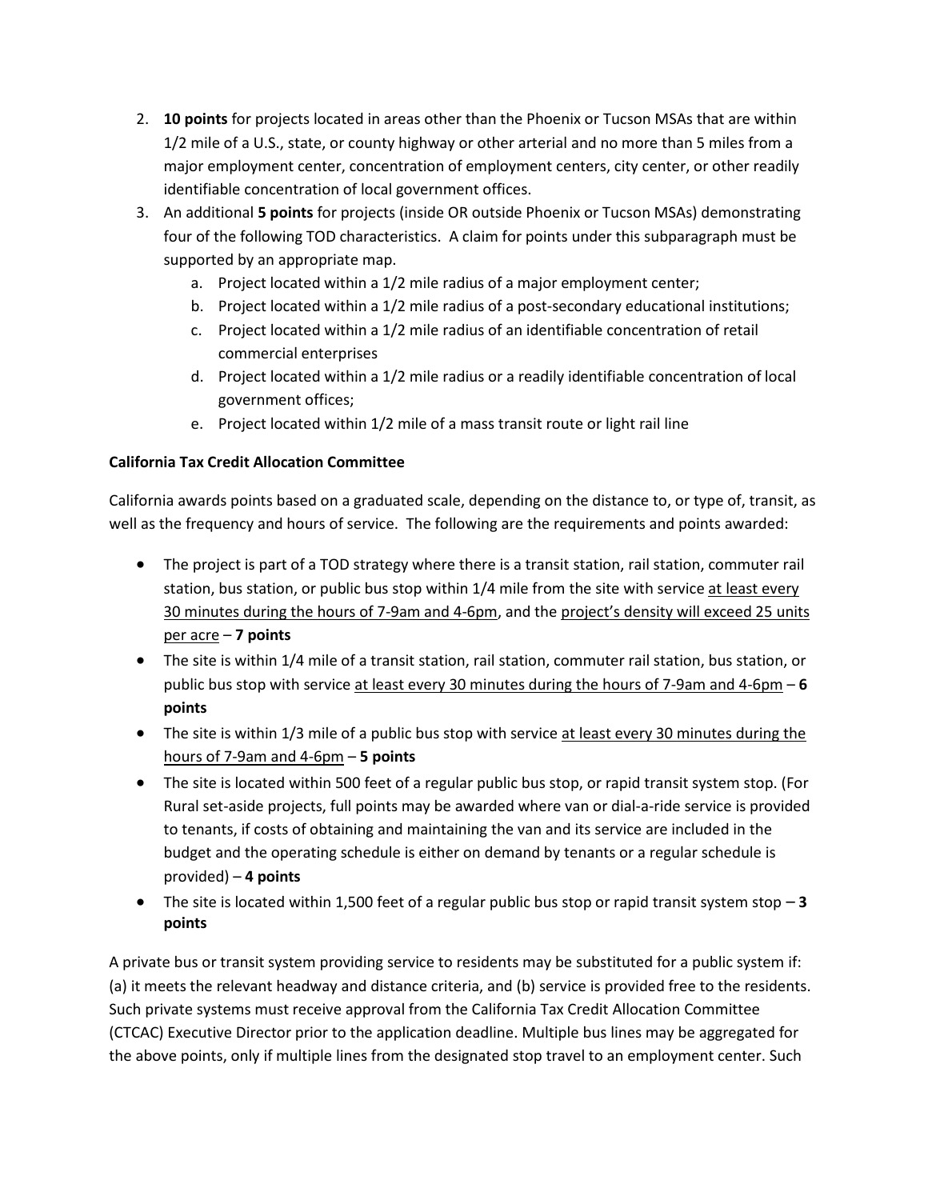2. **10 points** for projects located in areas other than the Phoenix or Tucson MSAs that are within 1/2 mile of a U.S., state, or county highway or other arterial and no more than 5 miles from a major employment center, concentration of employment centers, city center, or other readily identifiable concentration of local government offices.
3. An additional **5 points** for projects (inside OR outside Phoenix or Tucson MSAs) demonstrating four of the following TOD characteristics. A claim for points under this subparagraph must be supported by an appropriate map.
    a. Project located within a 1/2 mile radius of a major employment center;
    b. Project located within a 1/2 mile radius of a post-secondary educational institutions;
    c. Project located within a 1/2 mile radius of an identifiable concentration of retail commercial enterprises
    d. Project located within a 1/2 mile radius or a readily identifiable concentration of local government offices;
    e. Project located within 1/2 mile of a mass transit route or light rail line

**California Tax Credit Allocation Committee**

California awards points based on a graduated scale, depending on the distance to, or type of, transit, as well as the frequency and hours of service. The following are the requirements and points awarded:

- The project is part of a TOD strategy where there is a transit station, rail station, commuter rail station, bus station, or public bus stop within 1/4 mile from the site with service <u>at least every 30 minutes during the hours of 7-9am and 4-6pm</u>, and the <u>project's density will exceed 25 units per acre</u> – **7 points**
- The site is within 1/4 mile of a transit station, rail station, commuter rail station, bus station, or public bus stop with service <u>at least every 30 minutes during the hours of 7-9am and 4-6pm</u> – **6 points**
- The site is within 1/3 mile of a public bus stop with service <u>at least every 30 minutes during the hours of 7-9am and 4-6pm</u> – **5 points**
- The site is located within 500 feet of a regular public bus stop, or rapid transit system stop. (For Rural set-aside projects, full points may be awarded where van or dial-a-ride service is provided to tenants, if costs of obtaining and maintaining the van and its service are included in the budget and the operating schedule is either on demand by tenants or a regular schedule is provided) – **4 points**
- The site is located within 1,500 feet of a regular public bus stop or rapid transit system stop – **3 points**

A private bus or transit system providing service to residents may be substituted for a public system if: (a) it meets the relevant headway and distance criteria, and (b) service is provided free to the residents. Such private systems must receive approval from the California Tax Credit Allocation Committee (CTCAC) Executive Director prior to the application deadline. Multiple bus lines may be aggregated for the above points, only if multiple lines from the designated stop travel to an employment center. Such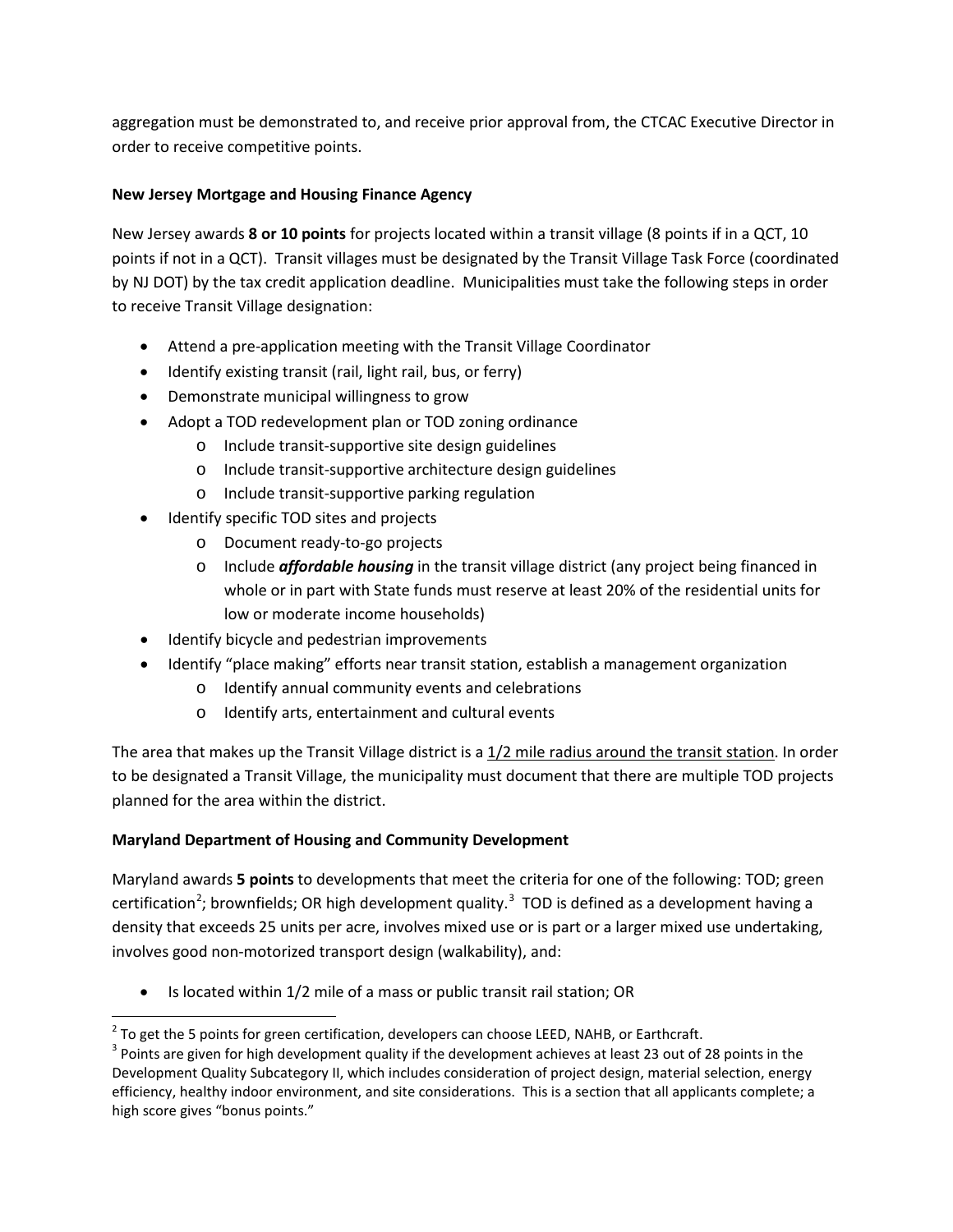aggregation must be demonstrated to, and receive prior approval from, the CTCAC Executive Director in order to receive competitive points.

**New Jersey Mortgage and Housing Finance Agency**

New Jersey awards **8 or 10 points** for projects located within a transit village (8 points if in a QCT, 10 points if not in a QCT). Transit villages must be designated by the Transit Village Task Force (coordinated by NJ DOT) by the tax credit application deadline. Municipalities must take the following steps in order to receive Transit Village designation:

- Attend a pre-application meeting with the Transit Village Coordinator
- Identify existing transit (rail, light rail, bus, or ferry)
- Demonstrate municipal willingness to grow
- Adopt a TOD redevelopment plan or TOD zoning ordinance
    - Include transit-supportive site design guidelines
    - Include transit-supportive architecture design guidelines
    - Include transit-supportive parking regulation
- Identify specific TOD sites and projects
    - Document ready-to-go projects
    - Include ***affordable housing*** in the transit village district (any project being financed in whole or in part with State funds must reserve at least 20% of the residential units for low or moderate income households)
- Identify bicycle and pedestrian improvements
- Identify "place making" efforts near transit station, establish a management organization
    - Identify annual community events and celebrations
    - Identify arts, entertainment and cultural events

The area that makes up the Transit Village district is a <u>1/2 mile radius around the transit station</u>. In order to be designated a Transit Village, the municipality must document that there are multiple TOD projects planned for the area within the district.

**Maryland Department of Housing and Community Development**

Maryland awards **5 points** to developments that meet the criteria for one of the following: TOD; green certification[2]; brownfields; OR high development quality.[3] TOD is defined as a development having a density that exceeds 25 units per acre, involves mixed use or is part or a larger mixed use undertaking, involves good non-motorized transport design (walkability), and:

- Is located within 1/2 mile of a mass or public transit rail station; OR

[2] To get the 5 points for green certification, developers can choose LEED, NAHB, or Earthcraft.

[3] Points are given for high development quality if the development achieves at least 23 out of 28 points in the Development Quality Subcategory II, which includes consideration of project design, material selection, energy efficiency, healthy indoor environment, and site considerations. This is a section that all applicants complete; a high score gives "bonus points."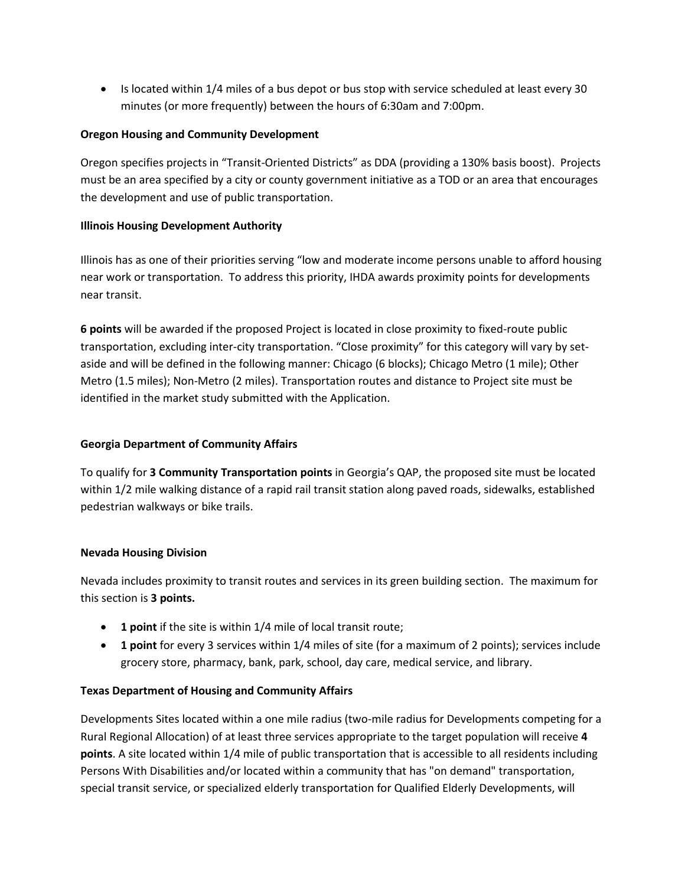- Is located within 1/4 miles of a bus depot or bus stop with service scheduled at least every 30 minutes (or more frequently) between the hours of 6:30am and 7:00pm.

**Oregon Housing and Community Development**

Oregon specifies projects in "Transit-Oriented Districts" as DDA (providing a 130% basis boost). Projects must be an area specified by a city or county government initiative as a TOD or an area that encourages the development and use of public transportation.

**Illinois Housing Development Authority**

Illinois has as one of their priorities serving "low and moderate income persons unable to afford housing near work or transportation. To address this priority, IHDA awards proximity points for developments near transit.

**6 points** will be awarded if the proposed Project is located in close proximity to fixed-route public transportation, excluding inter-city transportation. "Close proximity" for this category will vary by set-aside and will be defined in the following manner: Chicago (6 blocks); Chicago Metro (1 mile); Other Metro (1.5 miles); Non-Metro (2 miles). Transportation routes and distance to Project site must be identified in the market study submitted with the Application.

**Georgia Department of Community Affairs**

To qualify for **3 Community Transportation points** in Georgia's QAP, the proposed site must be located within 1/2 mile walking distance of a rapid rail transit station along paved roads, sidewalks, established pedestrian walkways or bike trails.

**Nevada Housing Division**

Nevada includes proximity to transit routes and services in its green building section. The maximum for this section is **3 points.**

- **1 point** if the site is within 1/4 mile of local transit route;
- **1 point** for every 3 services within 1/4 miles of site (for a maximum of 2 points); services include grocery store, pharmacy, bank, park, school, day care, medical service, and library.

**Texas Department of Housing and Community Affairs**

Developments Sites located within a one mile radius (two-mile radius for Developments competing for a Rural Regional Allocation) of at least three services appropriate to the target population will receive **4 points**. A site located within 1/4 mile of public transportation that is accessible to all residents including Persons With Disabilities and/or located within a community that has "on demand" transportation, special transit service, or specialized elderly transportation for Qualified Elderly Developments, will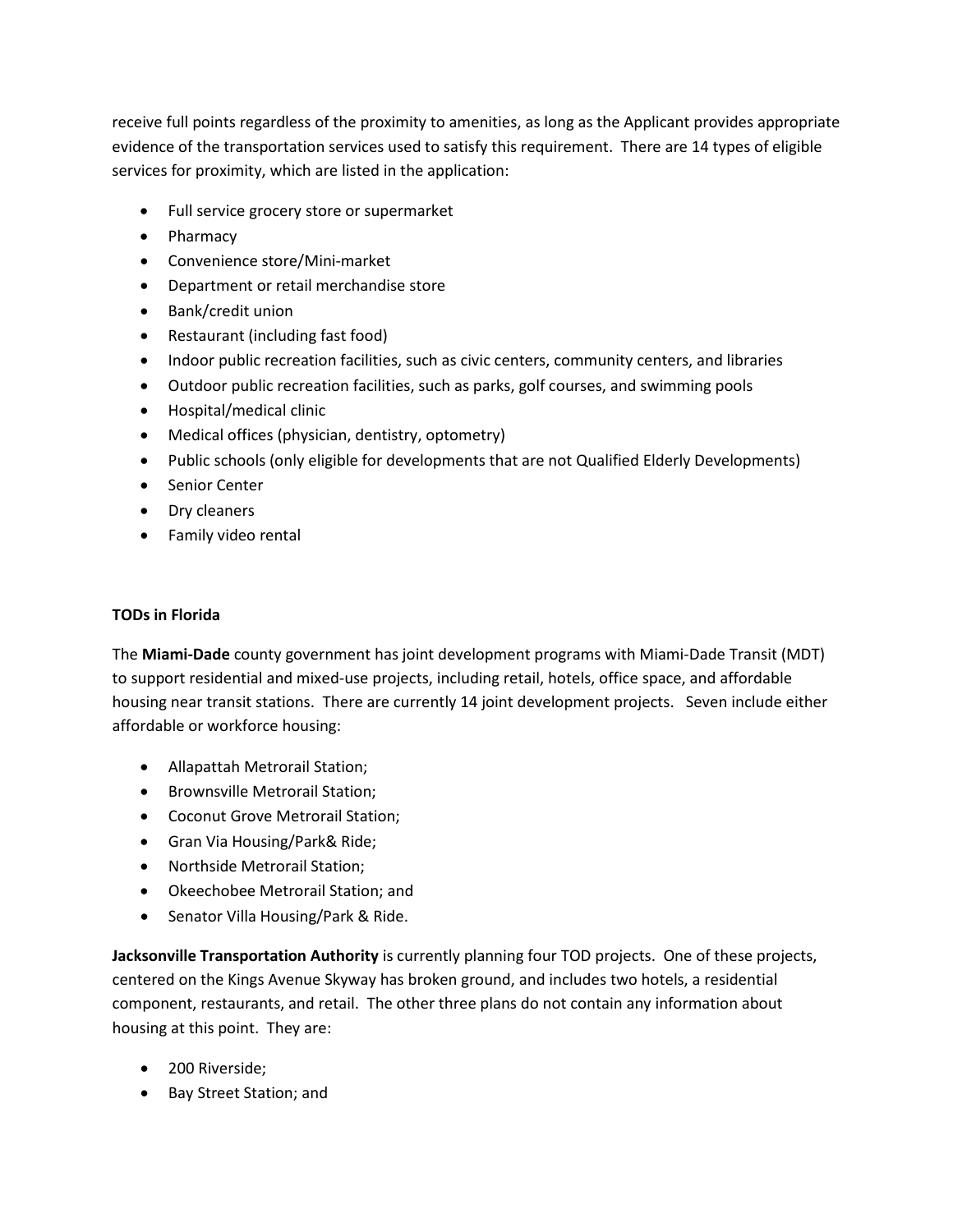receive full points regardless of the proximity to amenities, as long as the Applicant provides appropriate evidence of the transportation services used to satisfy this requirement. There are 14 types of eligible services for proximity, which are listed in the application:

- Full service grocery store or supermarket
- Pharmacy
- Convenience store/Mini-market
- Department or retail merchandise store
- Bank/credit union
- Restaurant (including fast food)
- Indoor public recreation facilities, such as civic centers, community centers, and libraries
- Outdoor public recreation facilities, such as parks, golf courses, and swimming pools
- Hospital/medical clinic
- Medical offices (physician, dentistry, optometry)
- Public schools (only eligible for developments that are not Qualified Elderly Developments)
- Senior Center
- Dry cleaners
- Family video rental

**TODs in Florida**

The **Miami-Dade** county government has joint development programs with Miami-Dade Transit (MDT) to support residential and mixed-use projects, including retail, hotels, office space, and affordable housing near transit stations. There are currently 14 joint development projects. Seven include either affordable or workforce housing:

- Allapattah Metrorail Station;
- Brownsville Metrorail Station;
- Coconut Grove Metrorail Station;
- Gran Via Housing/Park& Ride;
- Northside Metrorail Station;
- Okeechobee Metrorail Station; and
- Senator Villa Housing/Park & Ride.

**Jacksonville Transportation Authority** is currently planning four TOD projects. One of these projects, centered on the Kings Avenue Skyway has broken ground, and includes two hotels, a residential component, restaurants, and retail. The other three plans do not contain any information about housing at this point. They are:

- 200 Riverside;
- Bay Street Station; and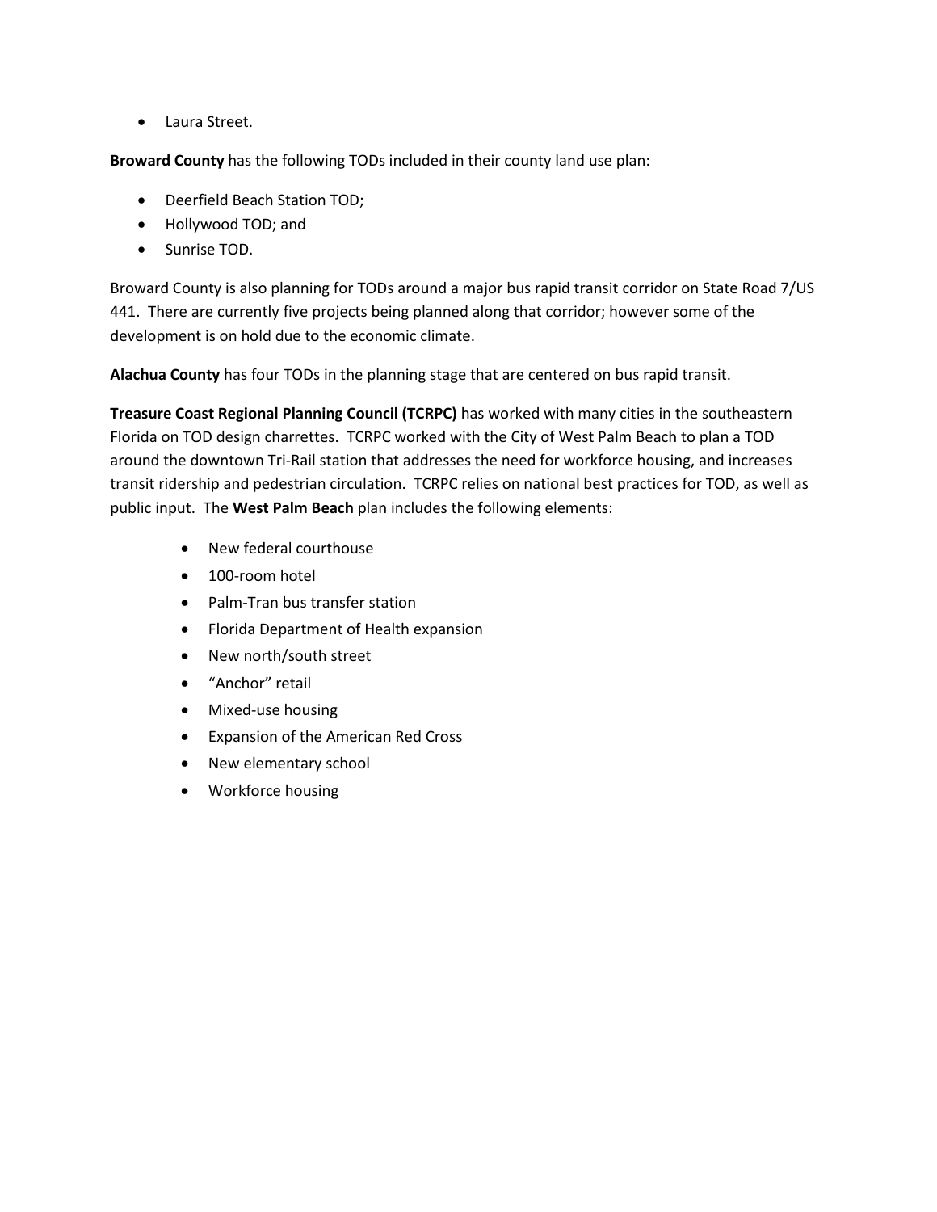- Laura Street.

**Broward County** has the following TODs included in their county land use plan:

- Deerfield Beach Station TOD;
- Hollywood TOD; and
- Sunrise TOD.

Broward County is also planning for TODs around a major bus rapid transit corridor on State Road 7/US 441. There are currently five projects being planned along that corridor; however some of the development is on hold due to the economic climate.

**Alachua County** has four TODs in the planning stage that are centered on bus rapid transit.

**Treasure Coast Regional Planning Council (TCRPC)** has worked with many cities in the southeastern Florida on TOD design charrettes. TCRPC worked with the City of West Palm Beach to plan a TOD around the downtown Tri-Rail station that addresses the need for workforce housing, and increases transit ridership and pedestrian circulation. TCRPC relies on national best practices for TOD, as well as public input. The **West Palm Beach** plan includes the following elements:

- New federal courthouse
- 100-room hotel
- Palm-Tran bus transfer station
- Florida Department of Health expansion
- New north/south street
- "Anchor" retail
- Mixed-use housing
- Expansion of the American Red Cross
- New elementary school
- Workforce housing